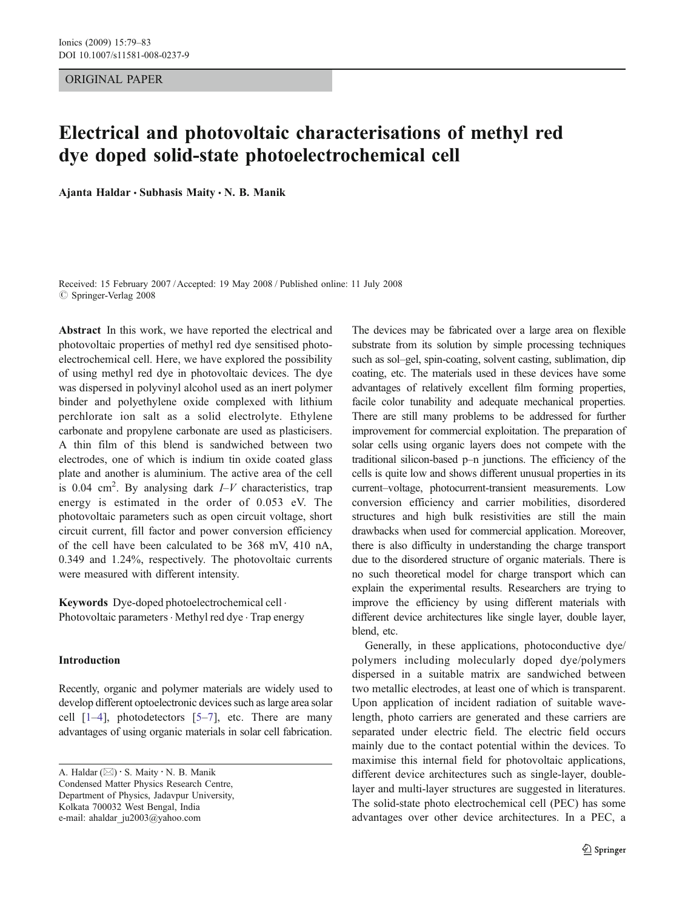ORIGINAL PAPER

# Electrical and photovoltaic characterisations of methyl red dye doped solid-state photoelectrochemical cell

**Ajanta Haldar · Subhasis Maity · N. B. Manik**

Received: 15 February 2007 / Accepted: 19 May 2008 / Published online: 11 July 2008
© Springer-Verlag 2008

**Abstract** In this work, we have reported the electrical and photovoltaic properties of methyl red dye sensitised photoelectrochemical cell. Here, we have explored the possibility of using methyl red dye in photovoltaic devices. The dye was dispersed in polyvinyl alcohol used as an inert polymer binder and polyethylene oxide complexed with lithium perchlorate ion salt as a solid electrolyte. Ethylene carbonate and propylene carbonate are used as plasticisers. A thin film of this blend is sandwiched between two electrodes, one of which is indium tin oxide coated glass plate and another is aluminium. The active area of the cell is 0.04 $cm^2$. By analysing dark *I–V* characteristics, trap energy is estimated in the order of 0.053 eV. The photovoltaic parameters such as open circuit voltage, short circuit current, fill factor and power conversion efficiency of the cell have been calculated to be 368 mV, 410 nA, 0.349 and 1.24%, respectively. The photovoltaic currents were measured with different intensity.

**Keywords** Dye-doped photoelectrochemical cell · Photovoltaic parameters · Methyl red dye · Trap energy

## Introduction

Recently, organic and polymer materials are widely used to develop different optoelectronic devices such as large area solar cell [1–4], photodetectors [5–7], etc. There are many advantages of using organic materials in solar cell fabrication. The devices may be fabricated over a large area on flexible substrate from its solution by simple processing techniques such as sol–gel, spin-coating, solvent casting, sublimation, dip coating, etc. The materials used in these devices have some advantages of relatively excellent film forming properties, facile color tunability and adequate mechanical properties. There are still many problems to be addressed for further improvement for commercial exploitation. The preparation of solar cells using organic layers does not compete with the traditional silicon-based p–n junctions. The efficiency of the cells is quite low and shows different unusual properties in its current–voltage, photocurrent-transient measurements. Low conversion efficiency and carrier mobilities, disordered structures and high bulk resistivities are still the main drawbacks when used for commercial application. Moreover, there is also difficulty in understanding the charge transport due to the disordered structure of organic materials. There is no such theoretical model for charge transport which can explain the experimental results. Researchers are trying to improve the efficiency by using different materials with different device architectures like single layer, double layer, blend, etc.

Generally, in these applications, photoconductive dye/polymers including molecularly doped dye/polymers dispersed in a suitable matrix are sandwiched between two metallic electrodes, at least one of which is transparent. Upon application of incident radiation of suitable wavelength, photo carriers are generated and these carriers are separated under electric field. The electric field occurs mainly due to the contact potential within the devices. To maximise this internal field for photovoltaic applications, different device architectures such as single-layer, double-layer and multi-layer structures are suggested in literatures. The solid-state photo electrochemical cell (PEC) has some advantages over other device architectures. In a PEC, a

A. Haldar (✉) · S. Maity · N. B. Manik
Condensed Matter Physics Research Centre,
Department of Physics, Jadavpur University,
Kolkata 700032 West Bengal, India
e-mail: ahaldar_ju2003@yahoo.com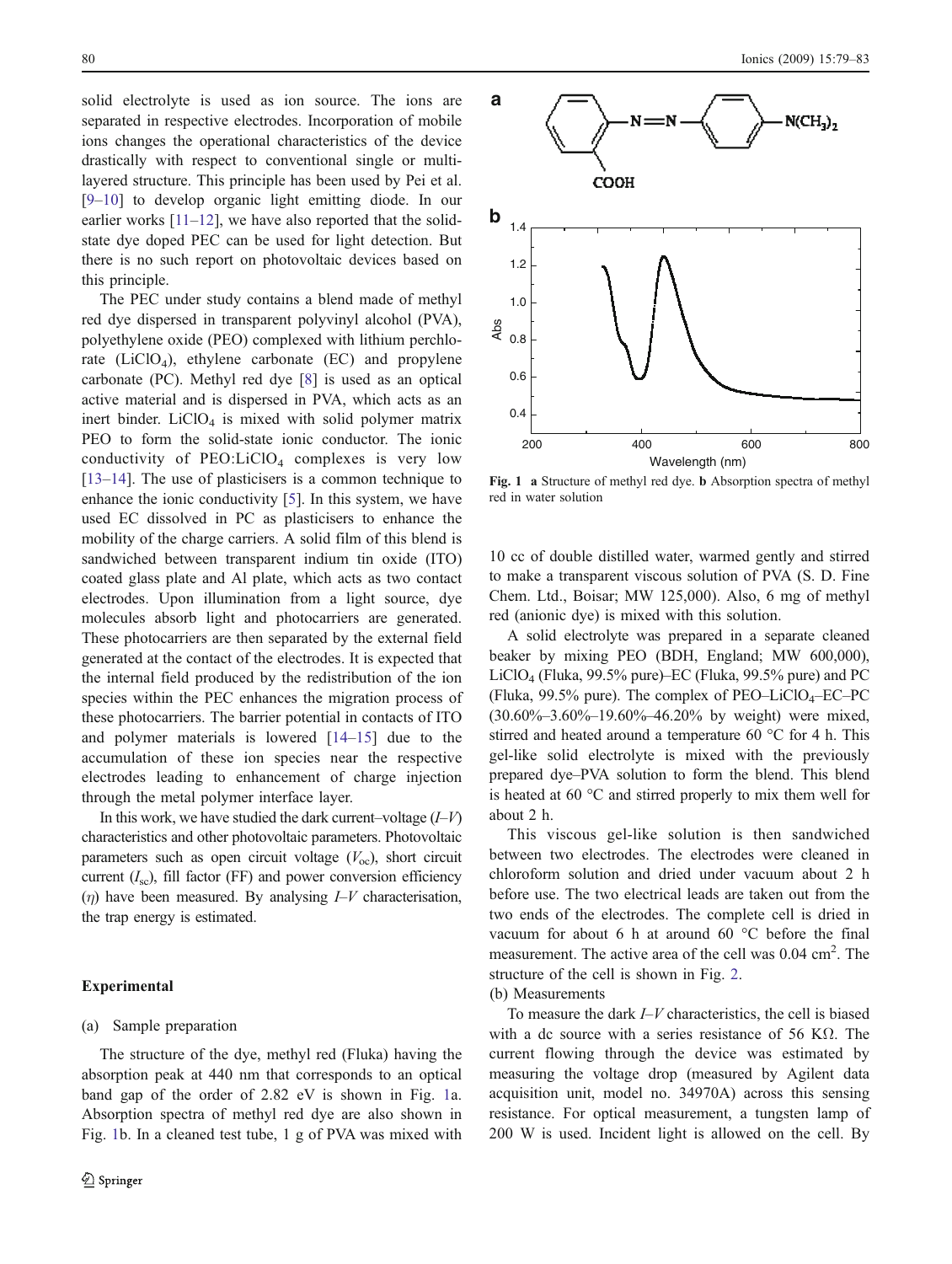solid electrolyte is used as ion source. The ions are separated in respective electrodes. Incorporation of mobile ions changes the operational characteristics of the device drastically with respect to conventional single or multi-layered structure. This principle has been used by Pei et al. [9–10] to develop organic light emitting diode. In our earlier works [11–12], we have also reported that the solid-state dye doped PEC can be used for light detection. But there is no such report on photovoltaic devices based on this principle.

The PEC under study contains a blend made of methyl red dye dispersed in transparent polyvinyl alcohol (PVA), polyethylene oxide (PEO) complexed with lithium perchlorate ($LiClO_4$), ethylene carbonate (EC) and propylene carbonate (PC). Methyl red dye [8] is used as an optical active material and is dispersed in PVA, which acts as an inert binder. $LiClO_4$ is mixed with solid polymer matrix PEO to form the solid-state ionic conductor. The ionic conductivity of PEO:$LiClO_4$ complexes is very low [13–14]. The use of plasticisers is a common technique to enhance the ionic conductivity [5]. In this system, we have used EC dissolved in PC as plasticisers to enhance the mobility of the charge carriers. A solid film of this blend is sandwiched between transparent indium tin oxide (ITO) coated glass plate and Al plate, which acts as two contact electrodes. Upon illumination from a light source, dye molecules absorb light and photocarriers are generated. These photocarriers are then separated by the external field generated at the contact of the electrodes. It is expected that the internal field produced by the redistribution of the ion species within the PEC enhances the migration process of these photocarriers. The barrier potential in contacts of ITO and polymer materials is lowered [14–15] due to the accumulation of these ion species near the respective electrodes leading to enhancement of charge injection through the metal polymer interface layer.

In this work, we have studied the dark current–voltage (*I–V*) characteristics and other photovoltaic parameters. Photovoltaic parameters such as open circuit voltage ($V_{oc}$), short circuit current ($I_{sc}$), fill factor (FF) and power conversion efficiency ($\eta$) have been measured. By analysing *I–V* characterisation, the trap energy is estimated.

## Experimental

(a) Sample preparation

The structure of the dye, methyl red (Fluka) having the absorption peak at 440 nm that corresponds to an optical band gap of the order of 2.82 eV is shown in Fig. 1a. Absorption spectra of methyl red dye are also shown in Fig. 1b. In a cleaned test tube, 1 g of PVA was mixed with 10 cc of double distilled water, warmed gently and stirred to make a transparent viscous solution of PVA (S. D. Fine Chem. Ltd., Boisar; MW 125,000). Also, 6 mg of methyl red (anionic dye) is mixed with this solution.

**Fig. 1** **a** Structure of methyl red dye. **b** Absorption spectra of methyl red in water solution

A solid electrolyte was prepared in a separate cleaned beaker by mixing PEO (BDH, England; MW 600,000), $LiClO_4$ (Fluka, 99.5% pure)–EC (Fluka, 99.5% pure) and PC (Fluka, 99.5% pure). The complex of PEO–$LiClO_4$–EC–PC (30.60%–3.60%–19.60%–46.20% by weight) were mixed, stirred and heated around a temperature 60 °C for 4 h. This gel-like solid electrolyte is mixed with the previously prepared dye–PVA solution to form the blend. This blend is heated at 60 °C and stirred properly to mix them well for about 2 h.

This viscous gel-like solution is then sandwiched between two electrodes. The electrodes were cleaned in chloroform solution and dried under vacuum about 2 h before use. The two electrical leads are taken out from the two ends of the electrodes. The complete cell is dried in vacuum for about 6 h at around 60 °C before the final measurement. The active area of the cell was 0.04 $cm^2$. The structure of the cell is shown in Fig. 2.

(b) Measurements

To measure the dark *I–V* characteristics, the cell is biased with a dc source with a series resistance of 56 KΩ. The current flowing through the device was estimated by measuring the voltage drop (measured by Agilent data acquisition unit, model no. 34970A) across this sensing resistance. For optical measurement, a tungsten lamp of 200 W is used. Incident light is allowed on the cell. By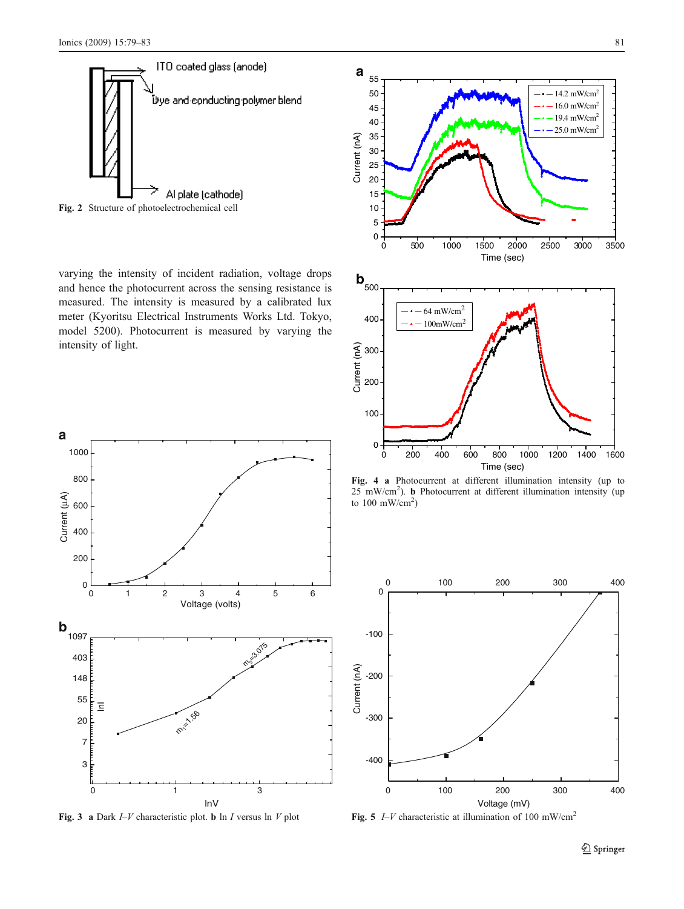Fig. 2 Structure of photoelectrochemical cell

varying the intensity of incident radiation, voltage drops and hence the photocurrent across the sensing resistance is measured. The intensity is measured by a calibrated lux meter (Kyoritsu Electrical Instruments Works Ltd. Tokyo, model 5200). Photocurrent is measured by varying the intensity of light.

**Fig. 3** **a** Dark *I–V* characteristic plot. **b** ln *I* versus ln *V* plot

**Fig. 4** **a** Photocurrent at different illumination intensity (up to 25 mW/cm$^2$). **b** Photocurrent at different illumination intensity (up to 100 mW/cm$^2$)

**Fig. 5** *I–V* characteristic at illumination of 100 mW/cm$^2$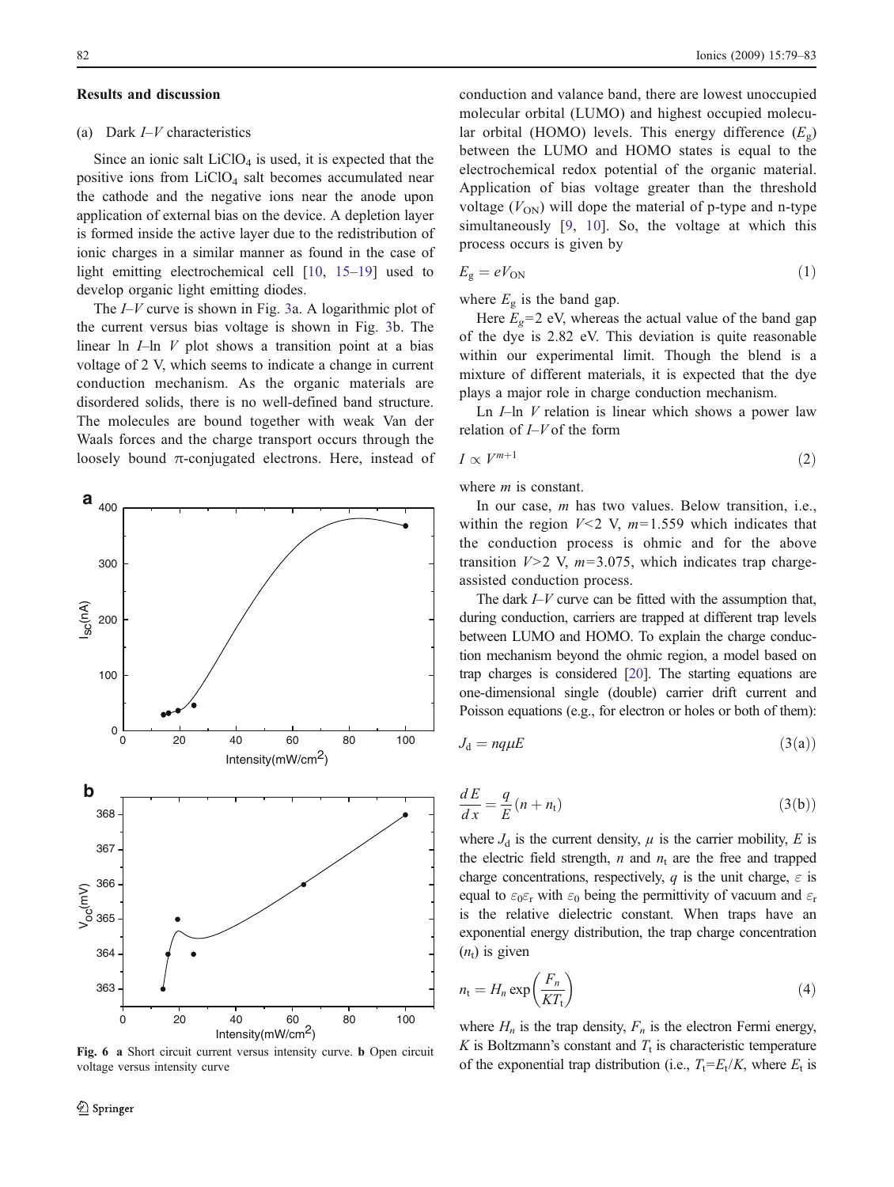### Results and discussion

(a) Dark $I$–$V$ characteristics

Since an ionic salt $LiClO_4$ is used, it is expected that the positive ions from $LiClO_4$ salt becomes accumulated near the cathode and the negative ions near the anode upon application of external bias on the device. A depletion layer is formed inside the active layer due to the redistribution of ionic charges in a similar manner as found in the case of light emitting electrochemical cell [10, 15–19] used to develop organic light emitting diodes.

The $I$–$V$ curve is shown in Fig. 3a. A logarithmic plot of the current versus bias voltage is shown in Fig. 3b. The linear ln $I$–ln $V$ plot shows a transition point at a bias voltage of 2 V, which seems to indicate a change in current conduction mechanism. As the organic materials are disordered solids, there is no well-defined band structure. The molecules are bound together with weak Van der Waals forces and the charge transport occurs through the loosely bound π-conjugated electrons. Here, instead of conduction and valance band, there are lowest unoccupied molecular orbital (LUMO) and highest occupied molecular orbital (HOMO) levels. This energy difference ($E_g$) between the LUMO and HOMO states is equal to the electrochemical redox potential of the organic material. Application of bias voltage greater than the threshold voltage ($V_{ON}$) will dope the material of p-type and n-type simultaneously [9, 10]. So, the voltage at which this process occurs is given by

$$E_g = eV_{ON} \tag{1}$$

where $E_g$ is the band gap.

Here $E_g$=2 eV, whereas the actual value of the band gap of the dye is 2.82 eV. This deviation is quite reasonable within our experimental limit. Though the blend is a mixture of different materials, it is expected that the dye plays a major role in charge conduction mechanism.

Ln $I$–ln $V$ relation is linear which shows a power law relation of $I$–$V$ of the form

$$I \propto V^{m+1} \tag{2}$$

where $m$ is constant.

In our case, $m$ has two values. Below transition, i.e., within the region $V$<2 V, $m$=1.559 which indicates that the conduction process is ohmic and for the above transition $V$>2 V, $m$=3.075, which indicates trap charge-assisted conduction process.

The dark $I$–$V$ curve can be fitted with the assumption that, during conduction, carriers are trapped at different trap levels between LUMO and HOMO. To explain the charge conduction mechanism beyond the ohmic region, a model based on trap charges is considered [20]. The starting equations are one-dimensional single (double) carrier drift current and Poisson equations (e.g., for electron or holes or both of them):

$$J_d = nq\mu E \tag{3(a)}$$

$$\frac{dE}{dx} = \frac{q}{E}(n + n_t) \tag{3(b)}$$

where $J_d$ is the current density, $\mu$ is the carrier mobility, $E$ is the electric field strength, $n$ and $n_t$ are the free and trapped charge concentrations, respectively, $q$ is the unit charge, $\varepsilon$ is equal to $\varepsilon_0\varepsilon_r$ with $\varepsilon_0$ being the permittivity of vacuum and $\varepsilon_r$ is the relative dielectric constant. When traps have an exponential energy distribution, the trap charge concentration ($n_t$) is given

$$n_t = H_n \exp\left(\frac{F_n}{KT_t}\right) \tag{4}$$

where $H_n$ is the trap density, $F_n$ is the electron Fermi energy, $K$ is Boltzmann's constant and $T_t$ is characteristic temperature of the exponential trap distribution (i.e., $T_t$=$E_t$/$K$, where $E_t$ is

**Fig. 6** **a** Short circuit current versus intensity curve. **b** Open circuit voltage versus intensity curve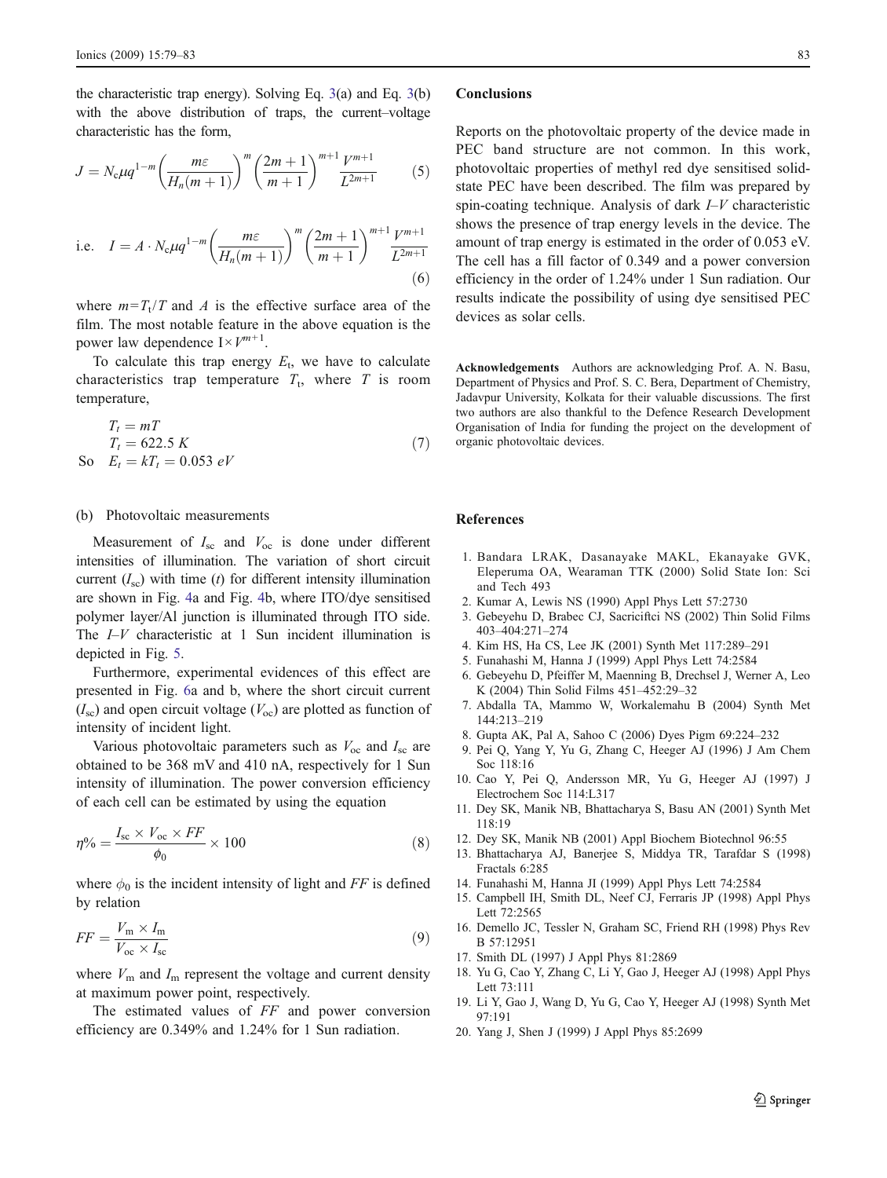the characteristic trap energy). Solving Eq. 3(a) and Eq. 3(b) with the above distribution of traps, the current–voltage characteristic has the form,

$$J = N_c \mu q^{1-m} \left( \frac{m\varepsilon}{H_n(m+1)} \right)^m \left( \frac{2m+1}{m+1} \right)^{m+1} \frac{V^{m+1}}{L^{2m+1}} \qquad (5)$$

$$\text{i.e.} \quad I = A \cdot N_c \mu q^{1-m} \left( \frac{m\varepsilon}{H_n(m+1)} \right)^m \left( \frac{2m+1}{m+1} \right)^{m+1} \frac{V^{m+1}}{L^{2m+1}} \qquad (6)$$

where $m = T_t/T$ and $A$ is the effective surface area of the film. The most notable feature in the above equation is the power law dependence $I \times V^{m+1}$.

To calculate this trap energy $E_t$, we have to calculate characteristics trap temperature $T_t$, where $T$ is room temperature,

$$\begin{aligned} &T_t = mT \\ &T_t = 622.5\ K \\ \text{So} \quad &E_t = kT_t = 0.053\ eV \end{aligned} \qquad (7)$$

(b) Photovoltaic measurements

Measurement of $I_{sc}$ and $V_{oc}$ is done under different intensities of illumination. The variation of short circuit current ($I_{sc}$) with time ($t$) for different intensity illumination are shown in Fig. 4a and Fig. 4b, where ITO/dye sensitised polymer layer/Al junction is illuminated through ITO side. The $I$–$V$ characteristic at 1 Sun incident illumination is depicted in Fig. 5.

Furthermore, experimental evidences of this effect are presented in Fig. 6a and b, where the short circuit current ($I_{sc}$) and open circuit voltage ($V_{oc}$) are plotted as function of intensity of incident light.

Various photovoltaic parameters such as $V_{oc}$ and $I_{sc}$ are obtained to be 368 mV and 410 nA, respectively for 1 Sun intensity of illumination. The power conversion efficiency of each cell can be estimated by using the equation

$$\eta\% = \frac{I_{sc} \times V_{oc} \times FF}{\phi_0} \times 100 \qquad (8)$$

where $\phi_0$ is the incident intensity of light and $FF$ is defined by relation

$$FF = \frac{V_m \times I_m}{V_{oc} \times I_{sc}} \qquad (9)$$

where $V_m$ and $I_m$ represent the voltage and current density at maximum power point, respectively.

The estimated values of $FF$ and power conversion efficiency are 0.349% and 1.24% for 1 Sun radiation.

## Conclusions

Reports on the photovoltaic property of the device made in PEC band structure are not common. In this work, photovoltaic properties of methyl red dye sensitised solid-state PEC have been described. The film was prepared by spin-coating technique. Analysis of dark $I$–$V$ characteristic shows the presence of trap energy levels in the device. The amount of trap energy is estimated in the order of 0.053 eV. The cell has a fill factor of 0.349 and a power conversion efficiency in the order of 1.24% under 1 Sun radiation. Our results indicate the possibility of using dye sensitised PEC devices as solar cells.

**Acknowledgements** Authors are acknowledging Prof. A. N. Basu, Department of Physics and Prof. S. C. Bera, Department of Chemistry, Jadavpur University, Kolkata for their valuable discussions. The first two authors are also thankful to the Defence Research Development Organisation of India for funding the project on the development of organic photovoltaic devices.

## References

1. Bandara LRAK, Dasanayake MAKL, Ekanayake GVK, Eleperuma OA, Wearaman TTK (2000) Solid State Ion: Sci and Tech 493
2. Kumar A, Lewis NS (1990) Appl Phys Lett 57:2730
3. Gebeyehu D, Brabec CJ, Sacriciftci NS (2002) Thin Solid Films 403–404:271–274
4. Kim HS, Ha CS, Lee JK (2001) Synth Met 117:289–291
5. Funahashi M, Hanna J (1999) Appl Phys Lett 74:2584
6. Gebeyehu D, Pfeiffer M, Maenning B, Drechsel J, Werner A, Leo K (2004) Thin Solid Films 451–452:29–32
7. Abdalla TA, Mammo W, Workalemahu B (2004) Synth Met 144:213–219
8. Gupta AK, Pal A, Sahoo C (2006) Dyes Pigm 69:224–232
9. Pei Q, Yang Y, Yu G, Zhang C, Heeger AJ (1996) J Am Chem Soc 118:16
10. Cao Y, Pei Q, Andersson MR, Yu G, Heeger AJ (1997) J Electrochem Soc 114:L317
11. Dey SK, Manik NB, Bhattacharya S, Basu AN (2001) Synth Met 118:19
12. Dey SK, Manik NB (2001) Appl Biochem Biotechnol 96:55
13. Bhattacharya AJ, Banerjee S, Middya TR, Tarafdar S (1998) Fractals 6:285
14. Funahashi M, Hanna JI (1999) Appl Phys Lett 74:2584
15. Campbell IH, Smith DL, Neef CJ, Ferraris JP (1998) Appl Phys Lett 72:2565
16. Demello JC, Tessler N, Graham SC, Friend RH (1998) Phys Rev B 57:12951
17. Smith DL (1997) J Appl Phys 81:2869
18. Yu G, Cao Y, Zhang C, Li Y, Gao J, Heeger AJ (1998) Appl Phys Lett 73:111
19. Li Y, Gao J, Wang D, Yu G, Cao Y, Heeger AJ (1998) Synth Met 97:191
20. Yang J, Shen J (1999) J Appl Phys 85:2699